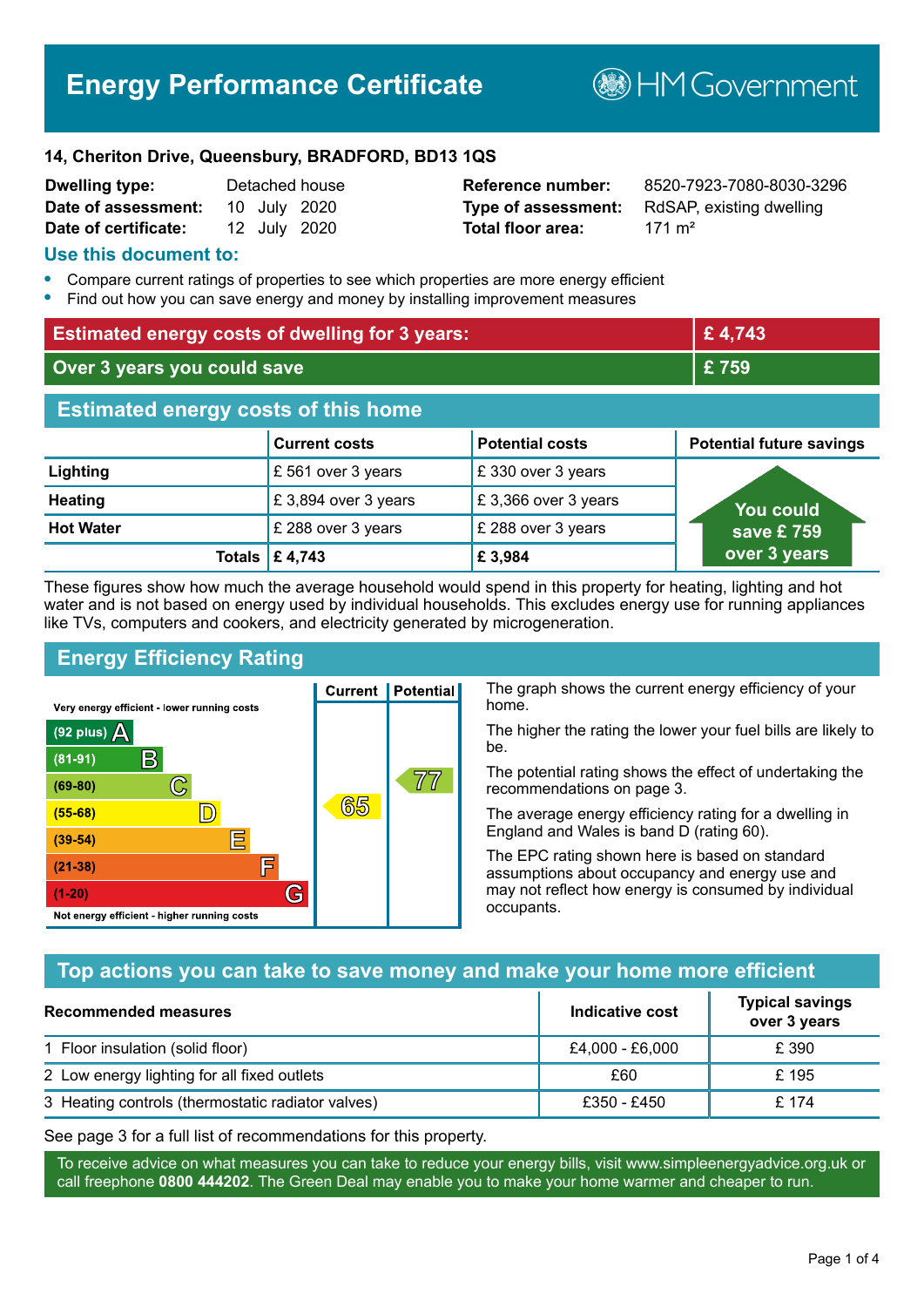# Energy Performance Certificate

HM Government

**14, Cheriton Drive, Queensbury, BRADFORD, BD13 1QS**

| | | | |
|---|---|---|---|
| **Dwelling type:** | Detached house | **Reference number:** | 8520-7923-7080-8030-3296 |
| **Date of assessment:** | 10 July 2020 | **Type of assessment:** | RdSAP, existing dwelling |
| **Date of certificate:** | 12 July 2020 | **Total floor area:** | 171 m² |

## Use this document to:

- Compare current ratings of properties to see which properties are more energy efficient
- Find out how you can save energy and money by installing improvement measures

| | |
|---|---|
| **Estimated energy costs of dwelling for 3 years:** | **£ 4,743** |
| **Over 3 years you could save** | **£ 759** |

## Estimated energy costs of this home

| | Current costs | Potential costs | Potential future savings |
|---|---|---|---|
| **Lighting** | £ 561 over 3 years | £ 330 over 3 years | You could save £ 759 over 3 years |
| **Heating** | £ 3,894 over 3 years | £ 3,366 over 3 years | |
| **Hot Water** | £ 288 over 3 years | £ 288 over 3 years | |
| **Totals** | **£ 4,743** | **£ 3,984** | |

These figures show how much the average household would spend in this property for heating, lighting and hot water and is not based on energy used by individual households. This excludes energy use for running appliances like TVs, computers and cookers, and electricity generated by microgeneration.

## Energy Efficiency Rating

| Rating band | Current | Potential |
|---|---|---|
| Very energy efficient - lower running costs | | |
| (92 plus) A | | |
| (81-91) B | | |
| (69-80) C | | 77 |
| (55-68) D | 65 | |
| (39-54) E | | |
| (21-38) F | | |
| (1-20) G | | |
| Not energy efficient - higher running costs | | |

The graph shows the current energy efficiency of your home.

The higher the rating the lower your fuel bills are likely to be.

The potential rating shows the effect of undertaking the recommendations on page 3.

The average energy efficiency rating for a dwelling in England and Wales is band D (rating 60).

The EPC rating shown here is based on standard assumptions about occupancy and energy use and may not reflect how energy is consumed by individual occupants.

## Top actions you can take to save money and make your home more efficient

| Recommended measures | Indicative cost | Typical savings over 3 years |
|---|---|---|
| 1 Floor insulation (solid floor) | £4,000 - £6,000 | £ 390 |
| 2 Low energy lighting for all fixed outlets | £60 | £ 195 |
| 3 Heating controls (thermostatic radiator valves) | £350 - £450 | £ 174 |

See page 3 for a full list of recommendations for this property.

To receive advice on what measures you can take to reduce your energy bills, visit www.simpleenergyadvice.org.uk or call freephone **0800 444202**. The Green Deal may enable you to make your home warmer and cheaper to run.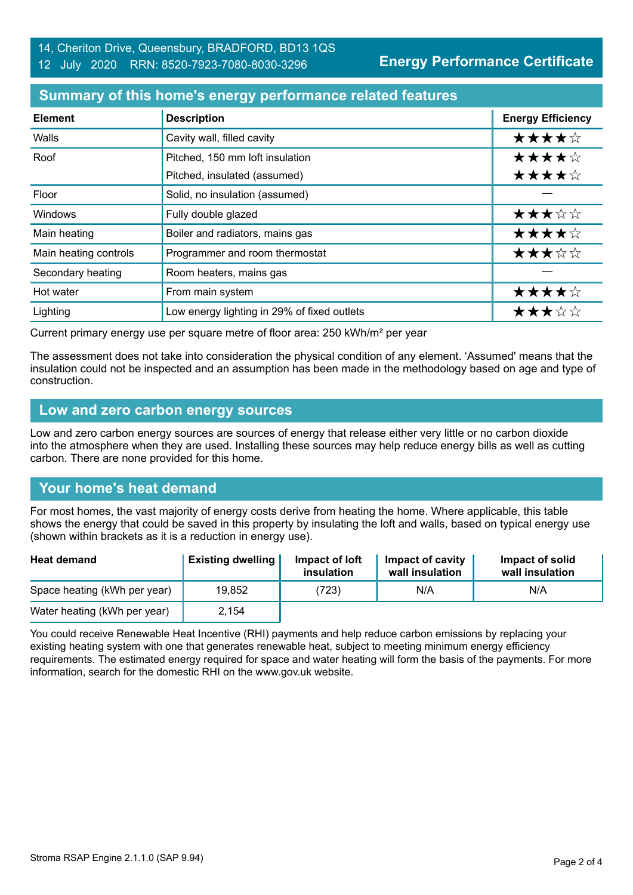14, Cheriton Drive, Queensbury, BRADFORD, BD13 1QS
12 July 2020 RRN: 8520-7923-7080-8030-3296

**Energy Performance Certificate**

## Summary of this home's energy performance related features

| Element | Description | Energy Efficiency |
|---|---|---|
| Walls | Cavity wall, filled cavity | ★★★★☆ |
| Roof | Pitched, 150 mm loft insulation | ★★★★☆ |
| | Pitched, insulated (assumed) | ★★★★☆ |
| Floor | Solid, no insulation (assumed) | — |
| Windows | Fully double glazed | ★★★☆☆ |
| Main heating | Boiler and radiators, mains gas | ★★★★☆ |
| Main heating controls | Programmer and room thermostat | ★★★☆☆ |
| Secondary heating | Room heaters, mains gas | — |
| Hot water | From main system | ★★★★☆ |
| Lighting | Low energy lighting in 29% of fixed outlets | ★★★☆☆ |

Current primary energy use per square metre of floor area: 250 kWh/m² per year

The assessment does not take into consideration the physical condition of any element. 'Assumed' means that the insulation could not be inspected and an assumption has been made in the methodology based on age and type of construction.

## Low and zero carbon energy sources

Low and zero carbon energy sources are sources of energy that release either very little or no carbon dioxide into the atmosphere when they are used. Installing these sources may help reduce energy bills as well as cutting carbon. There are none provided for this home.

## Your home's heat demand

For most homes, the vast majority of energy costs derive from heating the home. Where applicable, this table shows the energy that could be saved in this property by insulating the loft and walls, based on typical energy use (shown within brackets as it is a reduction in energy use).

| Heat demand | Existing dwelling | Impact of loft insulation | Impact of cavity wall insulation | Impact of solid wall insulation |
|---|---|---|---|---|
| Space heating (kWh per year) | 19,852 | (723) | N/A | N/A |
| Water heating (kWh per year) | 2,154 | | | |

You could receive Renewable Heat Incentive (RHI) payments and help reduce carbon emissions by replacing your existing heating system with one that generates renewable heat, subject to meeting minimum energy efficiency requirements. The estimated energy required for space and water heating will form the basis of the payments. For more information, search for the domestic RHI on the www.gov.uk website.

Stroma RSAP Engine 2.1.1.0 (SAP 9.94)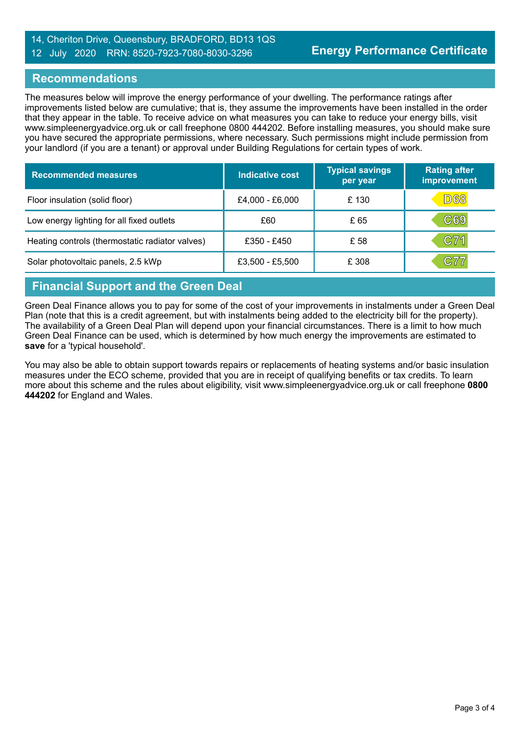14, Cheriton Drive, Queensbury, BRADFORD, BD13 1QS
12 July 2020 RRN: 8520-7923-7080-8030-3296

**Energy Performance Certificate**

## Recommendations

The measures below will improve the energy performance of your dwelling. The performance ratings after improvements listed below are cumulative; that is, they assume the improvements have been installed in the order that they appear in the table. To receive advice on what measures you can take to reduce your energy bills, visit www.simpleenergyadvice.org.uk or call freephone 0800 444202. Before installing measures, you should make sure you have secured the appropriate permissions, where necessary. Such permissions might include permission from your landlord (if you are a tenant) or approval under Building Regulations for certain types of work.

| Recommended measures | Indicative cost | Typical savings per year | Rating after improvement |
| --- | --- | --- | --- |
| Floor insulation (solid floor) | £4,000 - £6,000 | £ 130 | D68 |
| Low energy lighting for all fixed outlets | £60 | £ 65 | C69 |
| Heating controls (thermostatic radiator valves) | £350 - £450 | £ 58 | C71 |
| Solar photovoltaic panels, 2.5 kWp | £3,500 - £5,500 | £ 308 | C77 |

## Financial Support and the Green Deal

Green Deal Finance allows you to pay for some of the cost of your improvements in instalments under a Green Deal Plan (note that this is a credit agreement, but with instalments being added to the electricity bill for the property). The availability of a Green Deal Plan will depend upon your financial circumstances. There is a limit to how much Green Deal Finance can be used, which is determined by how much energy the improvements are estimated to **save** for a 'typical household'.

You may also be able to obtain support towards repairs or replacements of heating systems and/or basic insulation measures under the ECO scheme, provided that you are in receipt of qualifying benefits or tax credits. To learn more about this scheme and the rules about eligibility, visit www.simpleenergyadvice.org.uk or call freephone **0800 444202** for England and Wales.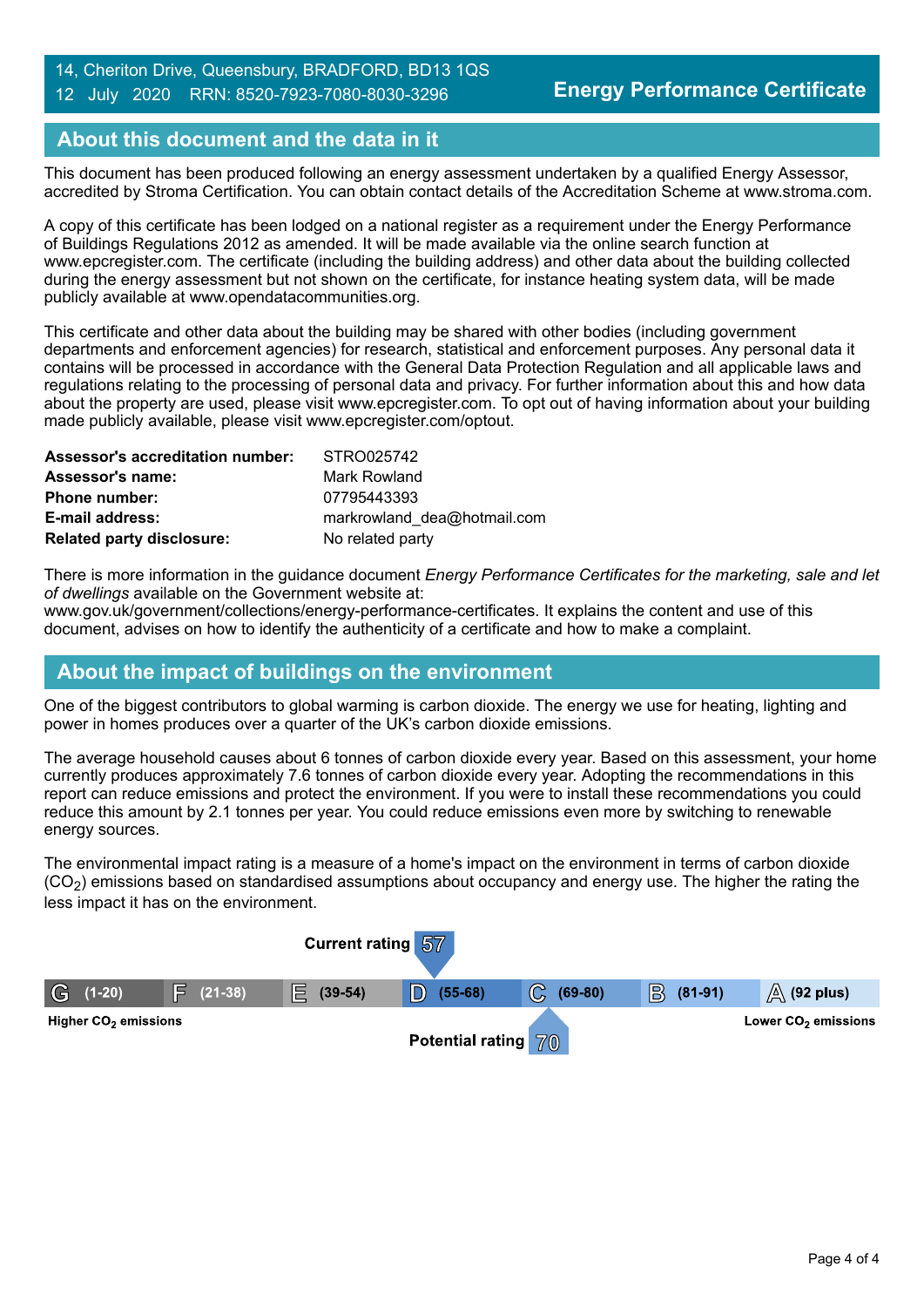14, Cheriton Drive, Queensbury, BRADFORD, BD13 1QS
12 July 2020 RRN: 8520-7923-7080-8030-3296

**Energy Performance Certificate**

## About this document and the data in it

This document has been produced following an energy assessment undertaken by a qualified Energy Assessor, accredited by Stroma Certification. You can obtain contact details of the Accreditation Scheme at www.stroma.com.

A copy of this certificate has been lodged on a national register as a requirement under the Energy Performance of Buildings Regulations 2012 as amended. It will be made available via the online search function at www.epcregister.com. The certificate (including the building address) and other data about the building collected during the energy assessment but not shown on the certificate, for instance heating system data, will be made publicly available at www.opendatacommunities.org.

This certificate and other data about the building may be shared with other bodies (including government departments and enforcement agencies) for research, statistical and enforcement purposes. Any personal data it contains will be processed in accordance with the General Data Protection Regulation and all applicable laws and regulations relating to the processing of personal data and privacy. For further information about this and how data about the property are used, please visit www.epcregister.com. To opt out of having information about your building made publicly available, please visit www.epcregister.com/optout.

| | |
|---|---|
| **Assessor's accreditation number:** | STRO025742 |
| **Assessor's name:** | Mark Rowland |
| **Phone number:** | 07795443393 |
| **E-mail address:** | markrowland_dea@hotmail.com |
| **Related party disclosure:** | No related party |

There is more information in the guidance document *Energy Performance Certificates for the marketing, sale and let of dwellings* available on the Government website at: www.gov.uk/government/collections/energy-performance-certificates. It explains the content and use of this document, advises on how to identify the authenticity of a certificate and how to make a complaint.

## About the impact of buildings on the environment

One of the biggest contributors to global warming is carbon dioxide. The energy we use for heating, lighting and power in homes produces over a quarter of the UK's carbon dioxide emissions.

The average household causes about 6 tonnes of carbon dioxide every year. Based on this assessment, your home currently produces approximately 7.6 tonnes of carbon dioxide every year. Adopting the recommendations in this report can reduce emissions and protect the environment. If you were to install these recommendations you could reduce this amount by 2.1 tonnes per year. You could reduce emissions even more by switching to renewable energy sources.

The environmental impact rating is a measure of a home's impact on the environment in terms of carbon dioxide ($CO_2$) emissions based on standardised assumptions about occupancy and energy use. The higher the rating the less impact it has on the environment.

Current rating 57

G (1-20)
F (21-38)
E (39-54)
D (55-68)
C (69-80)
B (81-91)
A (92 plus)

Higher $CO_2$ emissions
Lower $CO_2$ emissions

Potential rating 70